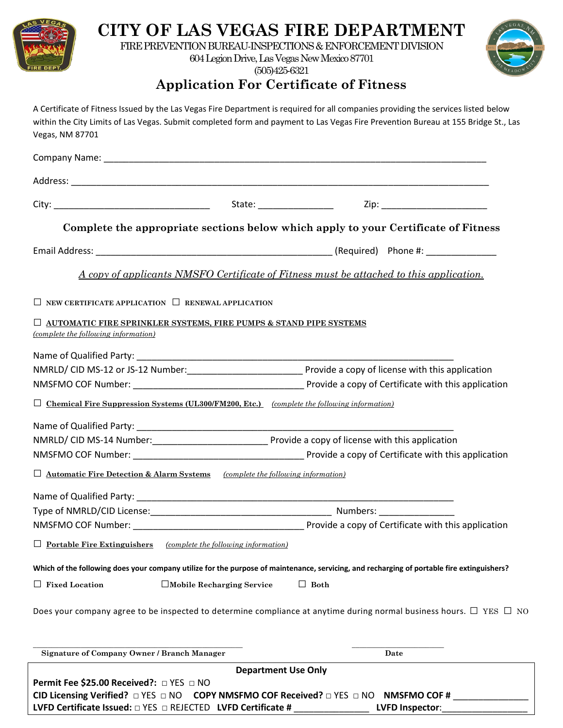# CITY OF LAS VEGAS FIRE DEPARTMENT

FIRE PREVENTION BUREAU-INSPECTIONS & ENFORCEMENT DIVISION
604 Legion Drive, Las Vegas New Mexico 87701
(505)425-6321

## Application For Certificate of Fitness

A Certificate of Fitness Issued by the Las Vegas Fire Department is required for all companies providing the services listed below within the City Limits of Las Vegas. Submit completed form and payment to Las Vegas Fire Prevention Bureau at 155 Bridge St., Las Vegas, NM 87701

Company Name: ______________________________________________________________________________

Address: ______________________________________________________________________________

City: ______________________________ State: ______________ Zip: ____________________

**Complete the appropriate sections below which apply to your Certificate of Fitness**

Email Address: _____________________________________________ (Required) Phone #: _____________

*A copy of applicants NMSFO Certificate of Fitness must be attached to this application.*

☐ **NEW CERTIFICATE APPLICATION** ☐ **RENEWAL APPLICATION**

☐ **AUTOMATIC FIRE SPRINKLER SYSTEMS, FIRE PUMPS & STAND PIPE SYSTEMS**
*(complete the following information)*

Name of Qualified Party: ________________________________________________________________
NMRLD/ CID MS-12 or JS-12 Number:______________________ Provide a copy of license with this application
NMSFMO COF Number: _________________________________ Provide a copy of Certificate with this application

☐ **Chemical Fire Suppression Systems (UL300/FM200, Etc.)** *(complete the following information)*

Name of Qualified Party: ________________________________________________________________
NMRLD/ CID MS-14 Number:______________________ Provide a copy of license with this application
NMSFMO COF Number: _________________________________ Provide a copy of Certificate with this application

☐ **Automatic Fire Detection & Alarm Systems** *(complete the following information)*

Name of Qualified Party: ________________________________________________________________
Type of NMRLD/CID License:___________________________________ Numbers: ______________
NMSFMO COF Number: _________________________________ Provide a copy of Certificate with this application

☐ **Portable Fire Extinguishers** *(complete the following information)*

**Which of the following does your company utilize for the purpose of maintenance, servicing, and recharging of portable fire extinguishers?**

☐ **Fixed Location** ☐ **Mobile Recharging Service** ☐ **Both**

Does your company agree to be inspected to determine compliance at anytime during normal business hours. ☐ YES ☐ NO

_________________________________________ ______________________
**Signature of Company Owner / Branch Manager** **Date**

**Department Use Only**

**Permit Fee $25.00 Received?:** ☐ YES ☐ NO
**CID Licensing Verified?** ☐ YES ☐ NO **COPY NMSFMO COF Received?** ☐ YES ☐ NO **NMSFMO COF #** ______________
**LVFD Certificate Issued:** ☐ YES ☐ REJECTED **LVFD Certificate #** ______________ **LVFD Inspector**:________________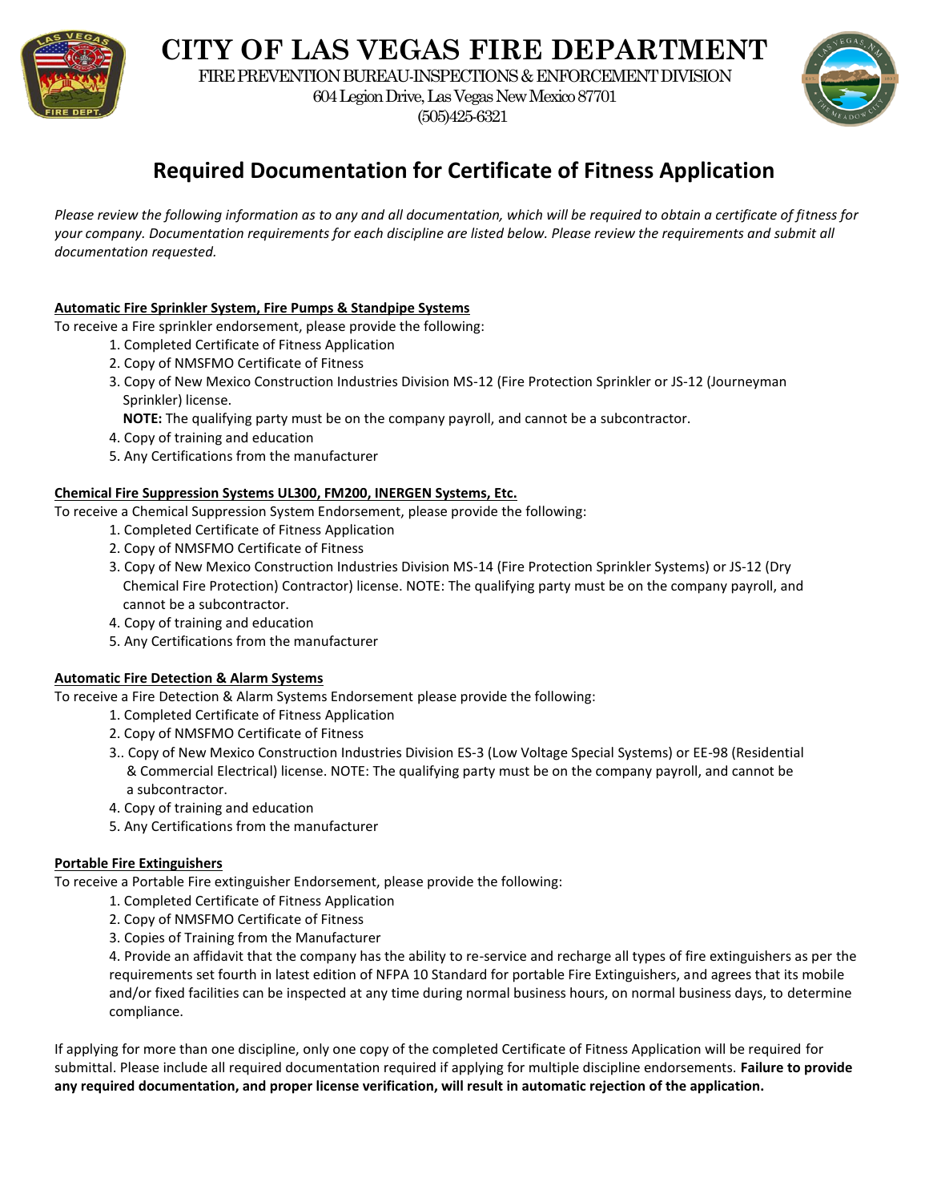# CITY OF LAS VEGAS FIRE DEPARTMENT

FIRE PREVENTION BUREAU-INSPECTIONS & ENFORCEMENT DIVISION
604 Legion Drive, Las Vegas New Mexico 87701
(505)425-6321

## Required Documentation for Certificate of Fitness Application

*Please review the following information as to any and all documentation, which will be required to obtain a certificate of fitness for your company. Documentation requirements for each discipline are listed below. Please review the requirements and submit all documentation requested.*

**Automatic Fire Sprinkler System, Fire Pumps & Standpipe Systems**

To receive a Fire sprinkler endorsement, please provide the following:

1. Completed Certificate of Fitness Application
2. Copy of NMSFMO Certificate of Fitness
3. Copy of New Mexico Construction Industries Division MS-12 (Fire Protection Sprinkler or JS-12 (Journeyman Sprinkler) license.
   **NOTE:** The qualifying party must be on the company payroll, and cannot be a subcontractor.
4. Copy of training and education
5. Any Certifications from the manufacturer

**Chemical Fire Suppression Systems UL300, FM200, INERGEN Systems, Etc.**

To receive a Chemical Suppression System Endorsement, please provide the following:

1. Completed Certificate of Fitness Application
2. Copy of NMSFMO Certificate of Fitness
3. Copy of New Mexico Construction Industries Division MS-14 (Fire Protection Sprinkler Systems) or JS-12 (Dry Chemical Fire Protection) Contractor) license. NOTE: The qualifying party must be on the company payroll, and cannot be a subcontractor.
4. Copy of training and education
5. Any Certifications from the manufacturer

**Automatic Fire Detection & Alarm Systems**

To receive a Fire Detection & Alarm Systems Endorsement please provide the following:

1. Completed Certificate of Fitness Application
2. Copy of NMSFMO Certificate of Fitness
3. . Copy of New Mexico Construction Industries Division ES-3 (Low Voltage Special Systems) or EE-98 (Residential & Commercial Electrical) license. NOTE: The qualifying party must be on the company payroll, and cannot be a subcontractor.
4. Copy of training and education
5. Any Certifications from the manufacturer

**Portable Fire Extinguishers**

To receive a Portable Fire extinguisher Endorsement, please provide the following:

1. Completed Certificate of Fitness Application
2. Copy of NMSFMO Certificate of Fitness
3. Copies of Training from the Manufacturer
4. Provide an affidavit that the company has the ability to re-service and recharge all types of fire extinguishers as per the requirements set fourth in latest edition of NFPA 10 Standard for portable Fire Extinguishers, and agrees that its mobile and/or fixed facilities can be inspected at any time during normal business hours, on normal business days, to determine compliance.

If applying for more than one discipline, only one copy of the completed Certificate of Fitness Application will be required for submittal. Please include all required documentation required if applying for multiple discipline endorsements. **Failure to provide any required documentation, and proper license verification, will result in automatic rejection of the application.**